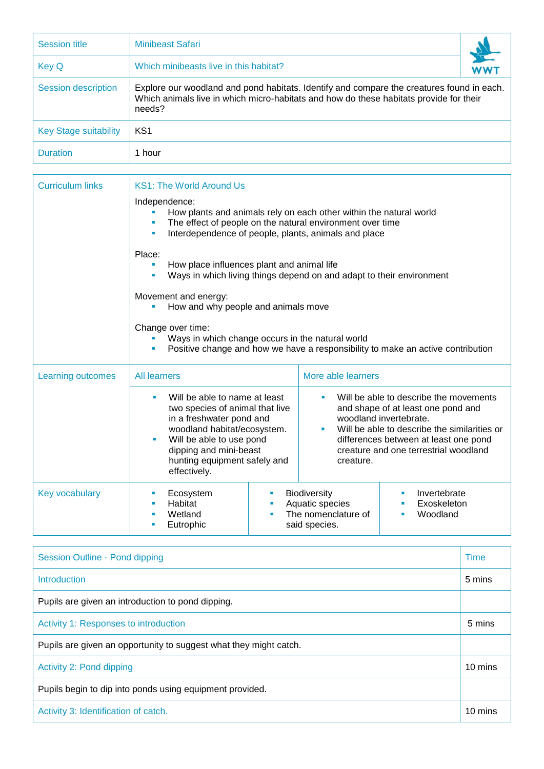| Session title | Minibeast Safari |
|---|---|
| Key Q | Which minibeasts live in this habitat? |
| Session description | Explore our woodland and pond habitats. Identify and compare the creatures found in each. Which animals live in which micro-habitats and how do these habitats provide for their needs? |
| Key Stage suitability | KS1 |
| Duration | 1 hour |

| Curriculum links | KS1: The World Around Us<br><br>Independence:<br>- How plants and animals rely on each other within the natural world<br>- The effect of people on the natural environment over time<br>- Interdependence of people, plants, animals and place<br><br>Place:<br>- How place influences plant and animal life<br>- Ways in which living things depend on and adapt to their environment<br><br>Movement and energy:<br>- How and why people and animals move<br><br>Change over time:<br>- Ways in which change occurs in the natural world<br>- Positive change and how we have a responsibility to make an active contribution | | |
|---|---|---|---|
| Learning outcomes | All learners | More able learners | |
| | - Will be able to name at least two species of animal that live in a freshwater pond and woodland habitat/ecosystem.<br>- Will be able to use pond dipping and mini-beast hunting equipment safely and effectively. | - Will be able to describe the movements and shape of at least one pond and woodland invertebrate.<br>- Will be able to describe the similarities or differences between at least one pond creature and one terrestrial woodland creature. | |
| Key vocabulary | - Ecosystem<br>- Habitat<br>- Wetland<br>- Eutrophic | - Biodiversity<br>- Aquatic species<br>- The nomenclature of said species. | - Invertebrate<br>- Exoskeleton<br>- Woodland |

| Session Outline - Pond dipping | Time |
|---|---|
| Introduction | 5 mins |
| Pupils are given an introduction to pond dipping. | |
| Activity 1: Responses to introduction | 5 mins |
| Pupils are given an opportunity to suggest what they might catch. | |
| Activity 2: Pond dipping | 10 mins |
| Pupils begin to dip into ponds using equipment provided. | |
| Activity 3: Identification of catch. | 10 mins |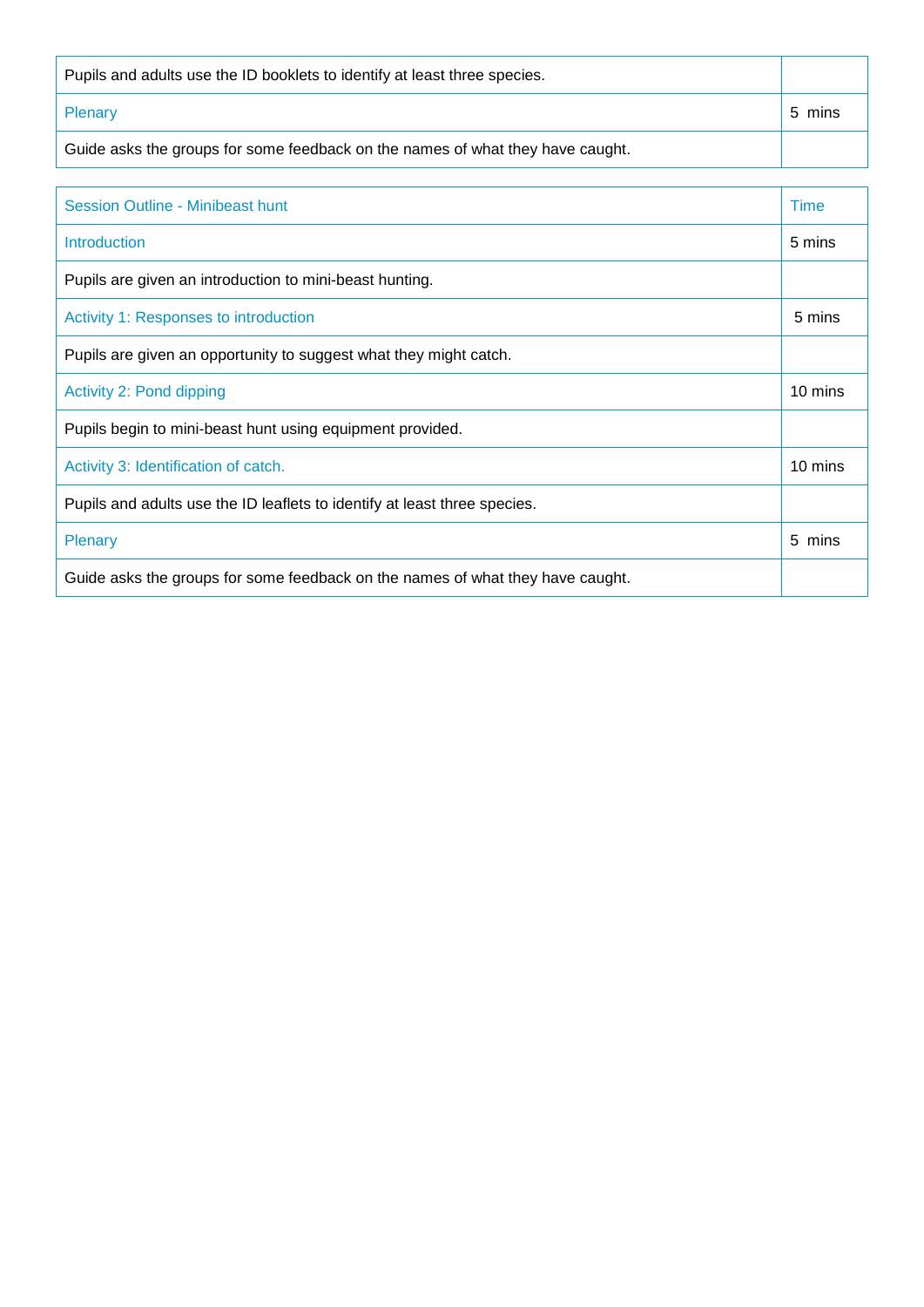| | |
|---|---|
| Pupils and adults use the ID booklets to identify at least three species. | |
| Plenary | 5 mins |
| Guide asks the groups for some feedback on the names of what they have caught. | |

| Session Outline - Minibeast hunt | Time |
|---|---|
| Introduction | 5 mins |
| Pupils are given an introduction to mini-beast hunting. | |
| Activity 1: Responses to introduction | 5 mins |
| Pupils are given an opportunity to suggest what they might catch. | |
| Activity 2: Pond dipping | 10 mins |
| Pupils begin to mini-beast hunt using equipment provided. | |
| Activity 3: Identification of catch. | 10 mins |
| Pupils and adults use the ID leaflets to identify at least three species. | |
| Plenary | 5 mins |
| Guide asks the groups for some feedback on the names of what they have caught. | |